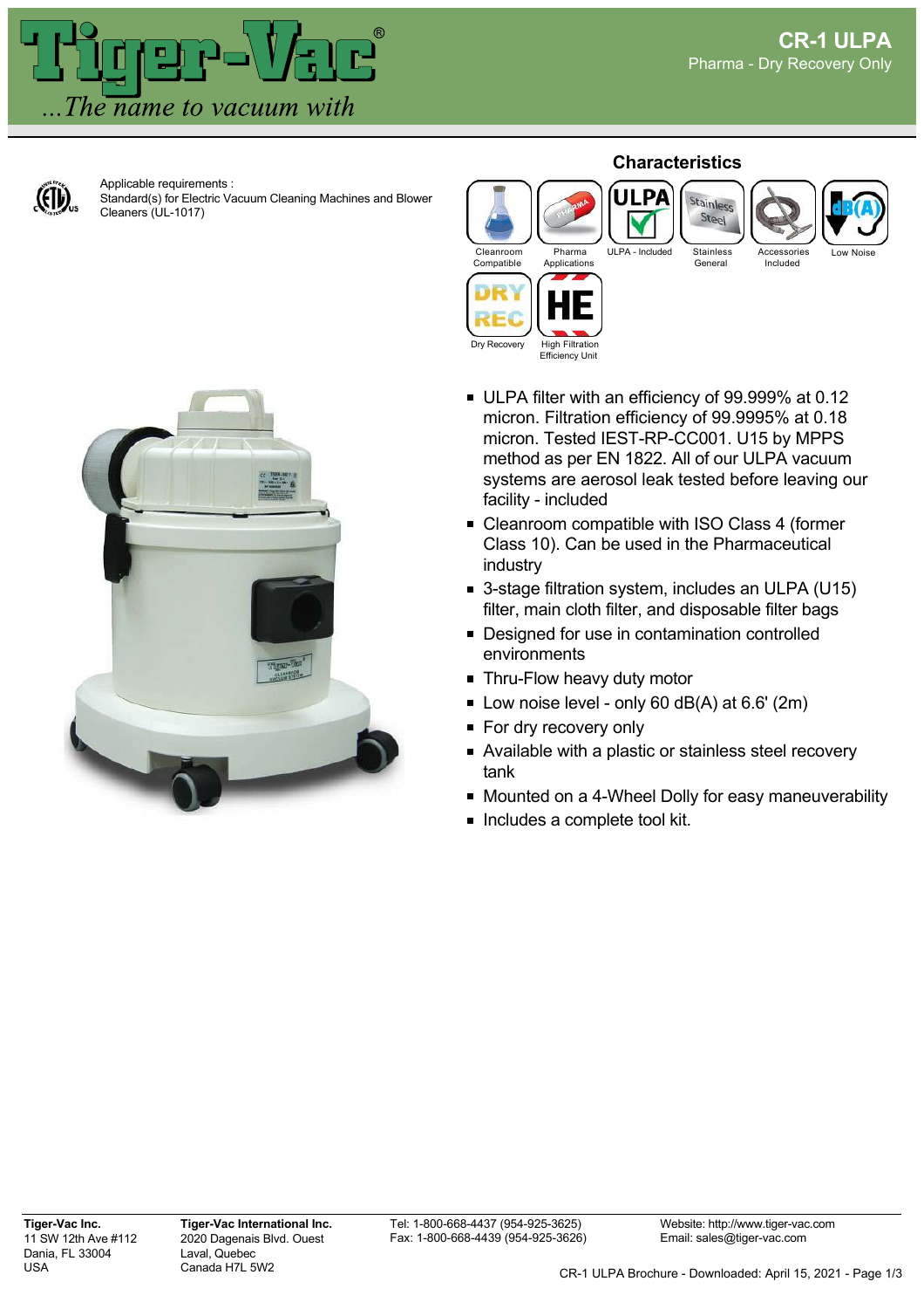# CR-1 ULPA

Pharma - Dry Recovery Only

Applicable requirements :
Standard(s) for Electric Vacuum Cleaning Machines and Blower Cleaners (UL-1017)

## Characteristics

Cleanroom Compatible · Pharma Applications · ULPA - Included · Stainless General · Accessories Included · Low Noise · Dry Recovery · High Filtration Efficiency Unit

- ULPA filter with an efficiency of 99.999% at 0.12 micron. Filtration efficiency of 99.9995% at 0.18 micron. Tested IEST-RP-CC001. U15 by MPPS method as per EN 1822. All of our ULPA vacuum systems are aerosol leak tested before leaving our facility - included
- Cleanroom compatible with ISO Class 4 (former Class 10). Can be used in the Pharmaceutical industry
- 3-stage filtration system, includes an ULPA (U15) filter, main cloth filter, and disposable filter bags
- Designed for use in contamination controlled environments
- Thru-Flow heavy duty motor
- Low noise level - only 60 dB(A) at 6.6' (2m)
- For dry recovery only
- Available with a plastic or stainless steel recovery tank
- Mounted on a 4-Wheel Dolly for easy maneuverability
- Includes a complete tool kit.

**Tiger-Vac Inc.**
11 SW 12th Ave #112
Dania, FL 33004
USA

**Tiger-Vac International Inc.**
2020 Dagenais Blvd. Ouest
Laval, Quebec
Canada H7L 5W2

Tel: 1-800-668-4437 (954-925-3625)
Fax: 1-800-668-4439 (954-925-3626)

Website: http://www.tiger-vac.com
Email: sales@tiger-vac.com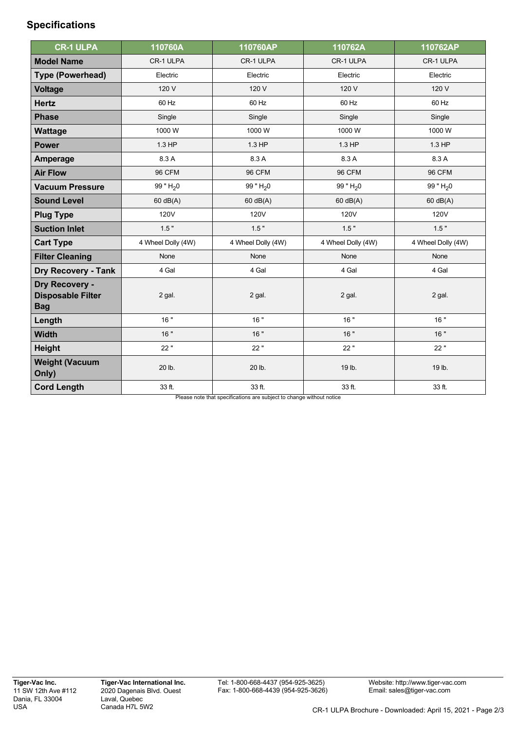## Specifications

| CR-1 ULPA | 110760A | 110760AP | 110762A | 110762AP |
|---|---|---|---|---|
| **Model Name** | CR-1 ULPA | CR-1 ULPA | CR-1 ULPA | CR-1 ULPA |
| **Type (Powerhead)** | Electric | Electric | Electric | Electric |
| **Voltage** | 120 V | 120 V | 120 V | 120 V |
| **Hertz** | 60 Hz | 60 Hz | 60 Hz | 60 Hz |
| **Phase** | Single | Single | Single | Single |
| **Wattage** | 1000 W | 1000 W | 1000 W | 1000 W |
| **Power** | 1.3 HP | 1.3 HP | 1.3 HP | 1.3 HP |
| **Amperage** | 8.3 A | 8.3 A | 8.3 A | 8.3 A |
| **Air Flow** | 96 CFM | 96 CFM | 96 CFM | 96 CFM |
| **Vacuum Pressure** | 99 " $H_20$ | 99 " $H_20$ | 99 " $H_20$ | 99 " $H_20$ |
| **Sound Level** | 60 dB(A) | 60 dB(A) | 60 dB(A) | 60 dB(A) |
| **Plug Type** | 120V | 120V | 120V | 120V |
| **Suction Inlet** | 1.5 " | 1.5 " | 1.5 " | 1.5 " |
| **Cart Type** | 4 Wheel Dolly (4W) | 4 Wheel Dolly (4W) | 4 Wheel Dolly (4W) | 4 Wheel Dolly (4W) |
| **Filter Cleaning** | None | None | None | None |
| **Dry Recovery - Tank** | 4 Gal | 4 Gal | 4 Gal | 4 Gal |
| **Dry Recovery - Disposable Filter Bag** | 2 gal. | 2 gal. | 2 gal. | 2 gal. |
| **Length** | 16 " | 16 " | 16 " | 16 " |
| **Width** | 16 " | 16 " | 16 " | 16 " |
| **Height** | 22 " | 22 " | 22 " | 22 " |
| **Weight (Vacuum Only)** | 20 lb. | 20 lb. | 19 lb. | 19 lb. |
| **Cord Length** | 33 ft. | 33 ft. | 33 ft. | 33 ft. |

Please note that specifications are subject to change without notice

**Tiger-Vac Inc.**
11 SW 12th Ave #112
Dania, FL 33004
USA

**Tiger-Vac International Inc.**
2020 Dagenais Blvd. Ouest
Laval, Quebec
Canada H7L 5W2

Tel: 1-800-668-4437 (954-925-3625)
Fax: 1-800-668-4439 (954-925-3626)

Website: http://www.tiger-vac.com
Email: sales@tiger-vac.com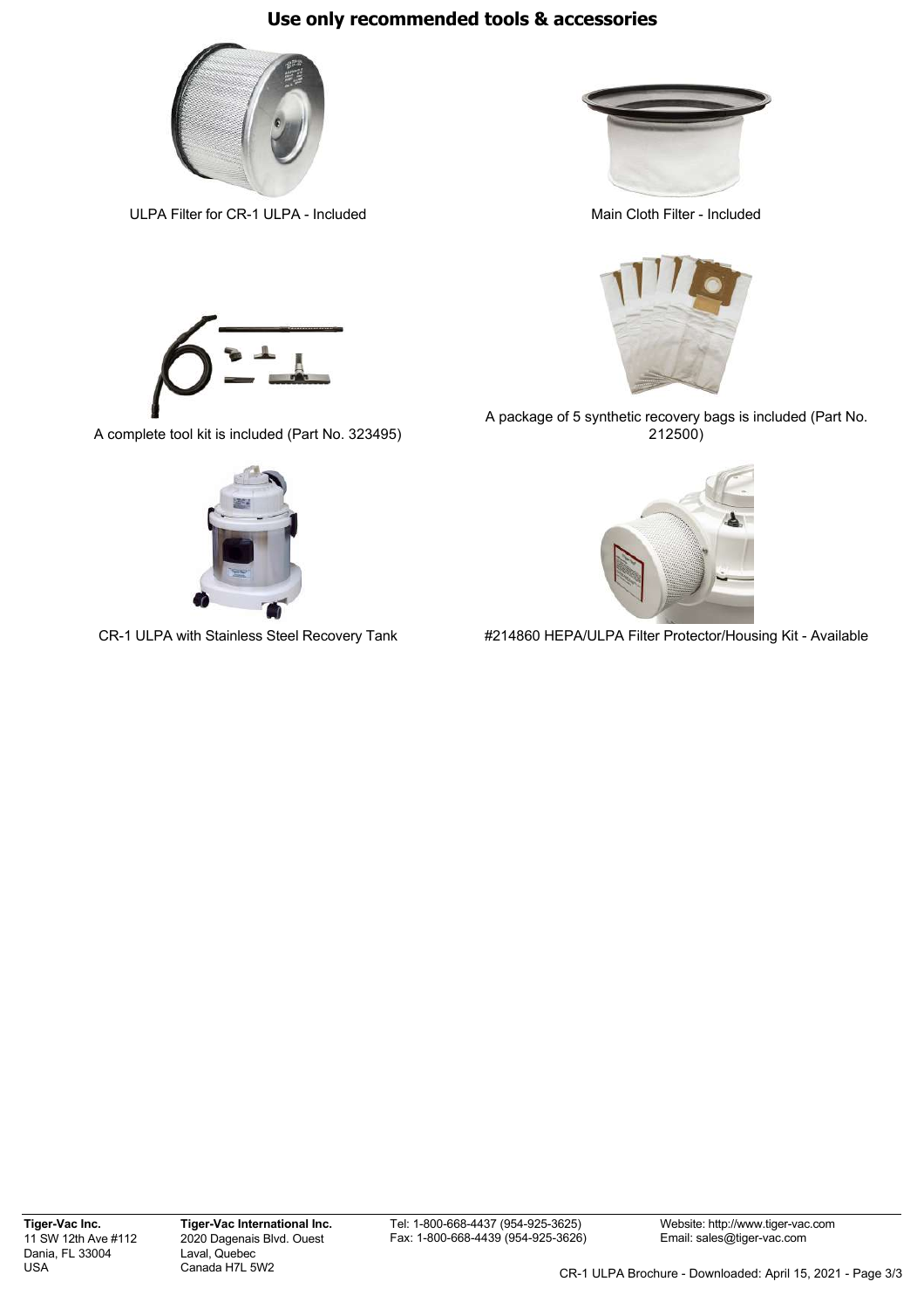## Use only recommended tools & accessories

ULPA Filter for CR-1 ULPA - Included

Main Cloth Filter - Included

A complete tool kit is included (Part No. 323495)

A package of 5 synthetic recovery bags is included (Part No. 212500)

CR-1 ULPA with Stainless Steel Recovery Tank

#214860 HEPA/ULPA Filter Protector/Housing Kit - Available

**Tiger-Vac Inc.**
11 SW 12th Ave #112
Dania, FL 33004
USA

**Tiger-Vac International Inc.**
2020 Dagenais Blvd. Ouest
Laval, Quebec
Canada H7L 5W2

Tel: 1-800-668-4437 (954-925-3625)
Fax: 1-800-668-4439 (954-925-3626)

Website: http://www.tiger-vac.com
Email: sales@tiger-vac.com

CR-1 ULPA Brochure - Downloaded: April 15, 2021